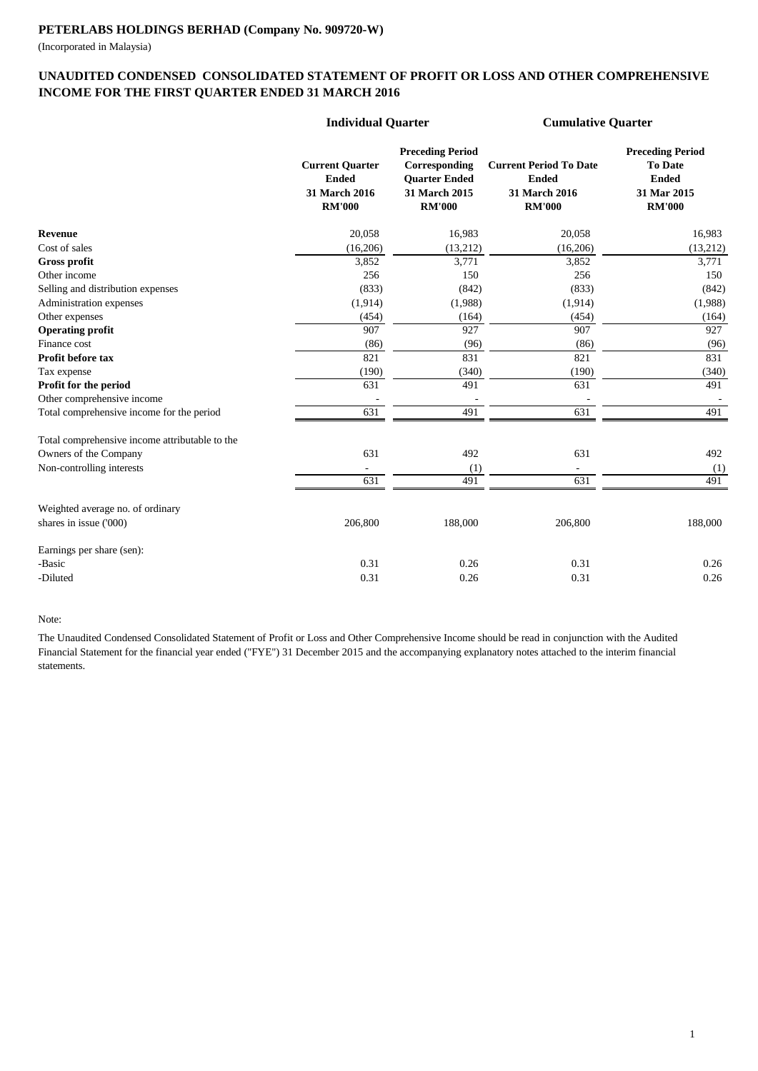**PETERLABS HOLDINGS BERHAD (Company No. 909720-W)**

(Incorporated in Malaysia)

## UNAUDITED CONDENSED CONSOLIDATED STATEMENT OF PROFIT OR LOSS AND OTHER COMPREHENSIVE INCOME FOR THE FIRST QUARTER ENDED 31 MARCH 2016

| | Individual Quarter | | Cumulative Quarter | |
|---|---|---|---|---|
| | **Current Quarter Ended 31 March 2016 RM'000** | **Preceding Period Corresponding Quarter Ended 31 March 2015 RM'000** | **Current Period To Date Ended 31 March 2016 RM'000** | **Preceding Period To Date Ended 31 Mar 2015 RM'000** |
| **Revenue** | 20,058 | 16,983 | 20,058 | 16,983 |
| Cost of sales | (16,206) | (13,212) | (16,206) | (13,212) |
| **Gross profit** | 3,852 | 3,771 | 3,852 | 3,771 |
| Other income | 256 | 150 | 256 | 150 |
| Selling and distribution expenses | (833) | (842) | (833) | (842) |
| Administration expenses | (1,914) | (1,988) | (1,914) | (1,988) |
| Other expenses | (454) | (164) | (454) | (164) |
| **Operating profit** | 907 | 927 | 907 | 927 |
| Finance cost | (86) | (96) | (86) | (96) |
| **Profit before tax** | 821 | 831 | 821 | 831 |
| Tax expense | (190) | (340) | (190) | (340) |
| **Profit for the period** | 631 | 491 | 631 | 491 |
| Other comprehensive income | - | - | - | - |
| Total comprehensive income for the period | 631 | 491 | 631 | 491 |
| | | | | |
| Total comprehensive income attributable to the | | | | |
| Owners of the Company | 631 | 492 | 631 | 492 |
| Non-controlling interests | - | (1) | - | (1) |
| | 631 | 491 | 631 | 491 |
| | | | | |
| Weighted average no. of ordinary shares in issue ('000) | 206,800 | 188,000 | 206,800 | 188,000 |
| | | | | |
| Earnings per share (sen): | | | | |
| -Basic | 0.31 | 0.26 | 0.31 | 0.26 |
| -Diluted | 0.31 | 0.26 | 0.31 | 0.26 |

Note:

The Unaudited Condensed Consolidated Statement of Profit or Loss and Other Comprehensive Income should be read in conjunction with the Audited Financial Statement for the financial year ended ("FYE") 31 December 2015 and the accompanying explanatory notes attached to the interim financial statements.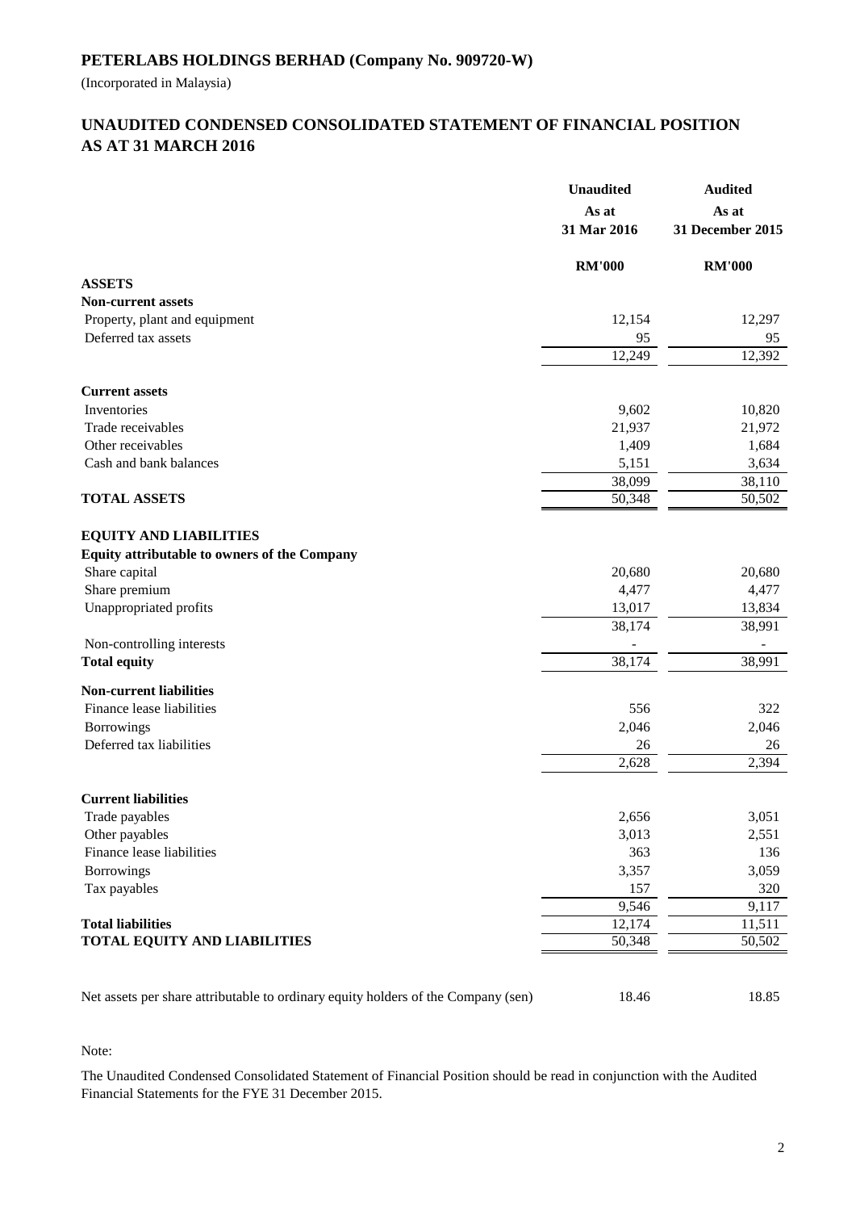# PETERLABS HOLDINGS BERHAD (Company No. 909720-W)

(Incorporated in Malaysia)

## UNAUDITED CONDENSED CONSOLIDATED STATEMENT OF FINANCIAL POSITION AS AT 31 MARCH 2016

| | Unaudited | Audited |
|---|---|---|
| | As at 31 Mar 2016 | As at 31 December 2015 |
| | RM'000 | RM'000 |
| **ASSETS** | | |
| **Non-current assets** | | |
| Property, plant and equipment | 12,154 | 12,297 |
| Deferred tax assets | 95 | 95 |
| | 12,249 | 12,392 |
| **Current assets** | | |
| Inventories | 9,602 | 10,820 |
| Trade receivables | 21,937 | 21,972 |
| Other receivables | 1,409 | 1,684 |
| Cash and bank balances | 5,151 | 3,634 |
| | 38,099 | 38,110 |
| **TOTAL ASSETS** | 50,348 | 50,502 |
| **EQUITY AND LIABILITIES** | | |
| **Equity attributable to owners of the Company** | | |
| Share capital | 20,680 | 20,680 |
| Share premium | 4,477 | 4,477 |
| Unappropriated profits | 13,017 | 13,834 |
| | 38,174 | 38,991 |
| Non-controlling interests | - | - |
| **Total equity** | 38,174 | 38,991 |
| **Non-current liabilities** | | |
| Finance lease liabilities | 556 | 322 |
| Borrowings | 2,046 | 2,046 |
| Deferred tax liabilities | 26 | 26 |
| | 2,628 | 2,394 |
| **Current liabilities** | | |
| Trade payables | 2,656 | 3,051 |
| Other payables | 3,013 | 2,551 |
| Finance lease liabilities | 363 | 136 |
| Borrowings | 3,357 | 3,059 |
| Tax payables | 157 | 320 |
| | 9,546 | 9,117 |
| **Total liabilities** | 12,174 | 11,511 |
| **TOTAL EQUITY AND LIABILITIES** | 50,348 | 50,502 |
| Net assets per share attributable to ordinary equity holders of the Company (sen) | 18.46 | 18.85 |

Note:

The Unaudited Condensed Consolidated Statement of Financial Position should be read in conjunction with the Audited Financial Statements for the FYE 31 December 2015.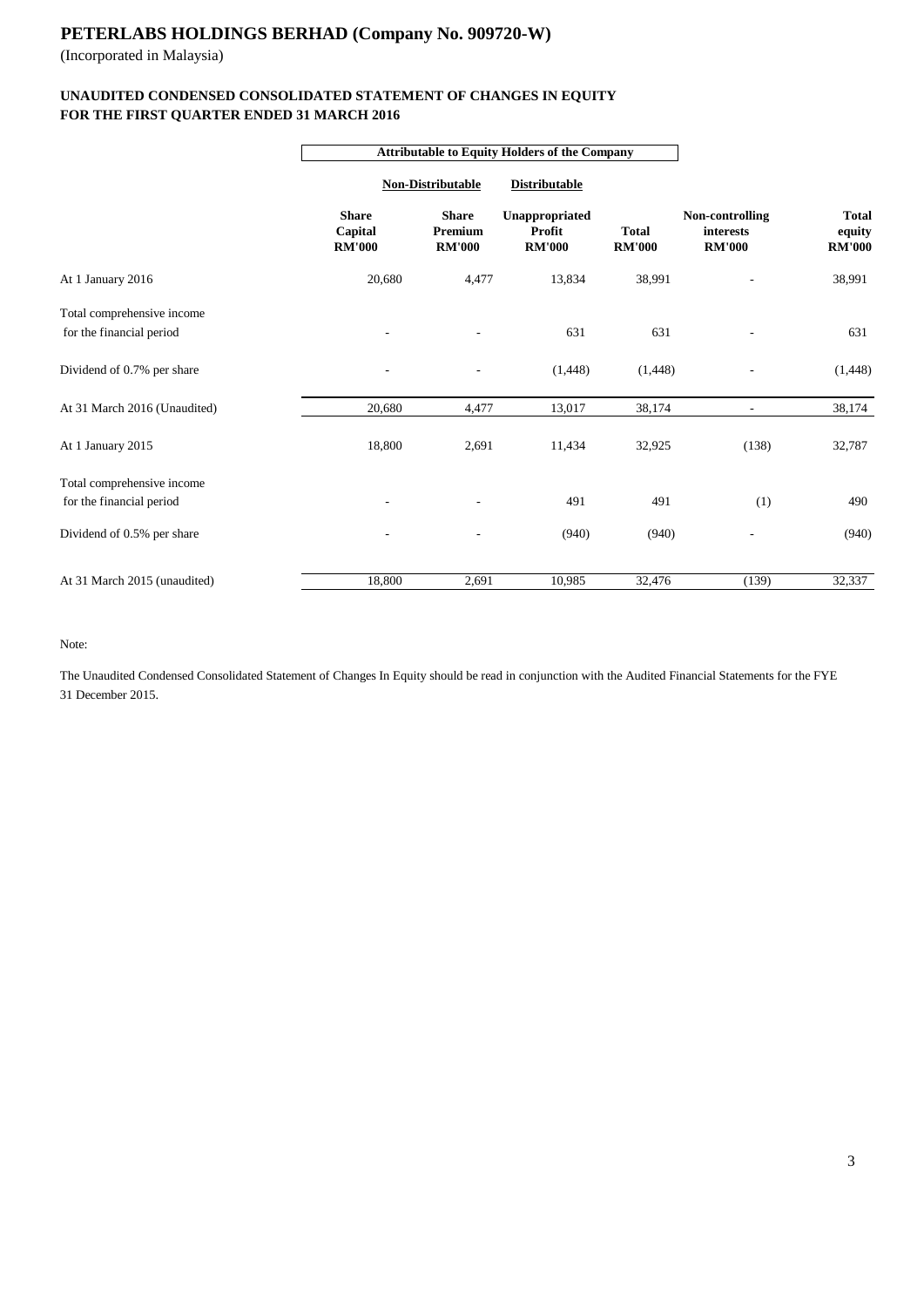# PETERLABS HOLDINGS BERHAD (Company No. 909720-W)

(Incorporated in Malaysia)

## UNAUDITED CONDENSED CONSOLIDATED STATEMENT OF CHANGES IN EQUITY FOR THE FIRST QUARTER ENDED 31 MARCH 2016

| | Attributable to Equity Holders of the Company | | | | | |
|---|---|---|---|---|---|---|
| | Non-Distributable | | Distributable | | | |
| | **Share Capital RM'000** | **Share Premium RM'000** | **Unappropriated Profit RM'000** | **Total RM'000** | **Non-controlling interests RM'000** | **Total equity RM'000** |
| At 1 January 2016 | 20,680 | 4,477 | 13,834 | 38,991 | - | 38,991 |
| Total comprehensive income for the financial period | - | - | 631 | 631 | - | 631 |
| Dividend of 0.7% per share | - | - | (1,448) | (1,448) | - | (1,448) |
| At 31 March 2016 (Unaudited) | 20,680 | 4,477 | 13,017 | 38,174 | - | 38,174 |
| At 1 January 2015 | 18,800 | 2,691 | 11,434 | 32,925 | (138) | 32,787 |
| Total comprehensive income for the financial period | - | - | 491 | 491 | (1) | 490 |
| Dividend of 0.5% per share | - | - | (940) | (940) | - | (940) |
| At 31 March 2015 (unaudited) | 18,800 | 2,691 | 10,985 | 32,476 | (139) | 32,337 |

Note:

The Unaudited Condensed Consolidated Statement of Changes In Equity should be read in conjunction with the Audited Financial Statements for the FYE 31 December 2015.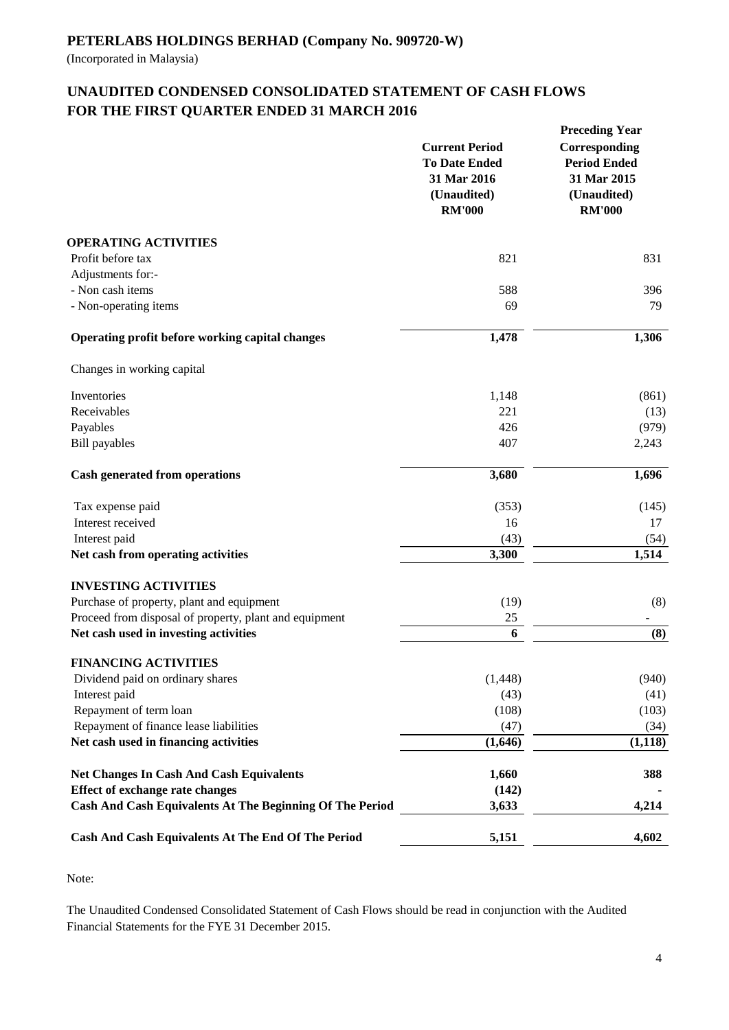# PETERLABS HOLDINGS BERHAD (Company No. 909720-W)

(Incorporated in Malaysia)

## UNAUDITED CONDENSED CONSOLIDATED STATEMENT OF CASH FLOWS FOR THE FIRST QUARTER ENDED 31 MARCH 2016

| | Current Period To Date Ended 31 Mar 2016 (Unaudited) RM'000 | Preceding Year Corresponding Period Ended 31 Mar 2015 (Unaudited) RM'000 |
|---|---|---|
| **OPERATING ACTIVITIES** | | |
| Profit before tax | 821 | 831 |
| Adjustments for:- | | |
| - Non cash items | 588 | 396 |
| - Non-operating items | 69 | 79 |
| **Operating profit before working capital changes** | **1,478** | **1,306** |
| Changes in working capital | | |
| Inventories | 1,148 | (861) |
| Receivables | 221 | (13) |
| Payables | 426 | (979) |
| Bill payables | 407 | 2,243 |
| **Cash generated from operations** | **3,680** | **1,696** |
| Tax expense paid | (353) | (145) |
| Interest received | 16 | 17 |
| Interest paid | (43) | (54) |
| **Net cash from operating activities** | **3,300** | **1,514** |
| **INVESTING ACTIVITIES** | | |
| Purchase of property, plant and equipment | (19) | (8) |
| Proceed from disposal of property, plant and equipment | 25 | - |
| **Net cash used in investing activities** | **6** | **(8)** |
| **FINANCING ACTIVITIES** | | |
| Dividend paid on ordinary shares | (1,448) | (940) |
| Interest paid | (43) | (41) |
| Repayment of term loan | (108) | (103) |
| Repayment of finance lease liabilities | (47) | (34) |
| **Net cash used in financing activities** | **(1,646)** | **(1,118)** |
| **Net Changes In Cash And Cash Equivalents** | **1,660** | **388** |
| **Effect of exchange rate changes** | **(142)** | **-** |
| **Cash And Cash Equivalents At The Beginning Of The Period** | **3,633** | **4,214** |
| **Cash And Cash Equivalents At The End Of The Period** | **5,151** | **4,602** |

Note:

The Unaudited Condensed Consolidated Statement of Cash Flows should be read in conjunction with the Audited Financial Statements for the FYE 31 December 2015.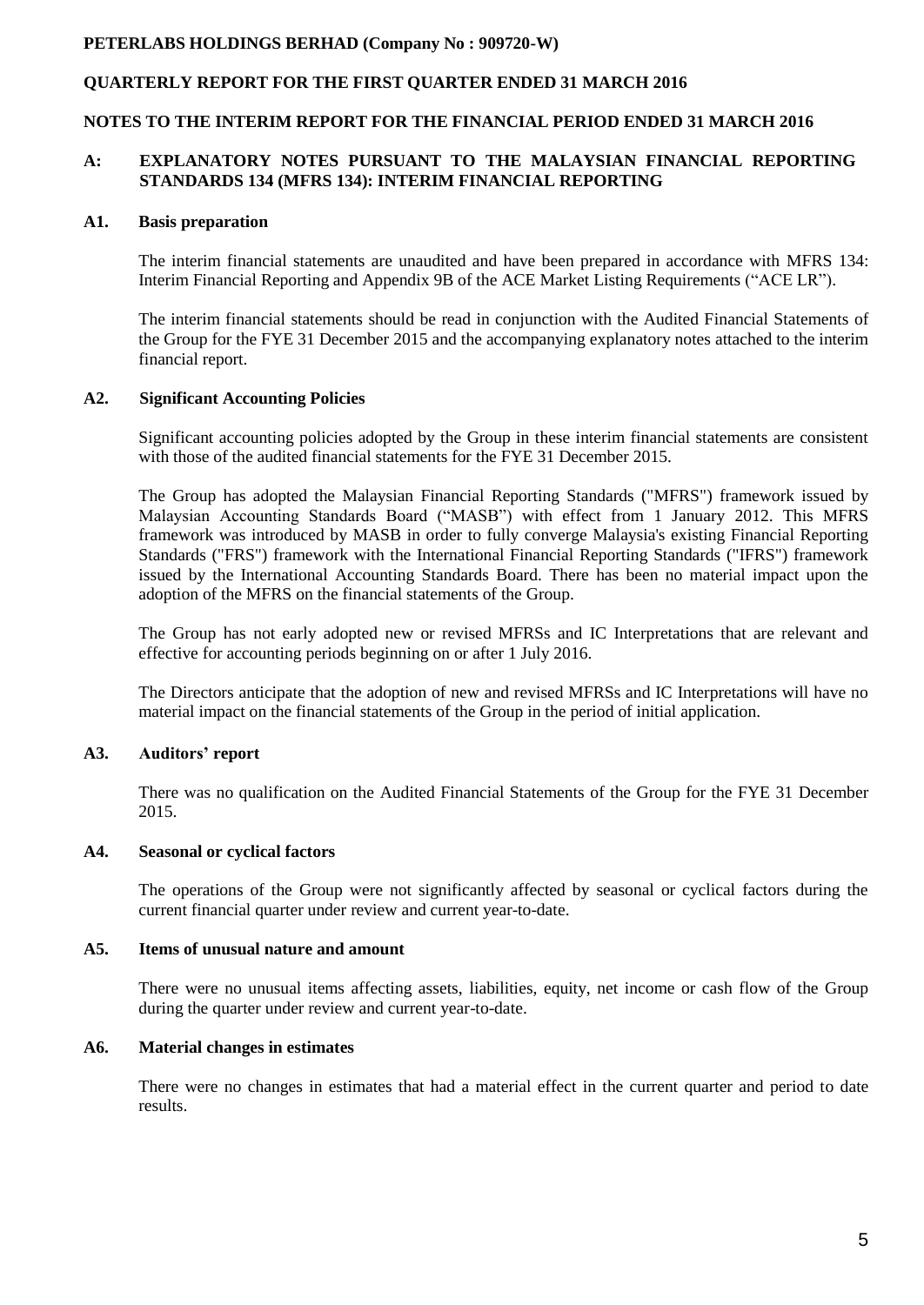**PETERLABS HOLDINGS BERHAD (Company No : 909720-W)**

**QUARTERLY REPORT FOR THE FIRST QUARTER ENDED 31 MARCH 2016**

**NOTES TO THE INTERIM REPORT FOR THE FINANCIAL PERIOD ENDED 31 MARCH 2016**

## A: EXPLANATORY NOTES PURSUANT TO THE MALAYSIAN FINANCIAL REPORTING STANDARDS 134 (MFRS 134): INTERIM FINANCIAL REPORTING

### A1. Basis preparation

The interim financial statements are unaudited and have been prepared in accordance with MFRS 134: Interim Financial Reporting and Appendix 9B of the ACE Market Listing Requirements ("ACE LR").

The interim financial statements should be read in conjunction with the Audited Financial Statements of the Group for the FYE 31 December 2015 and the accompanying explanatory notes attached to the interim financial report.

### A2. Significant Accounting Policies

Significant accounting policies adopted by the Group in these interim financial statements are consistent with those of the audited financial statements for the FYE 31 December 2015.

The Group has adopted the Malaysian Financial Reporting Standards ("MFRS") framework issued by Malaysian Accounting Standards Board ("MASB") with effect from 1 January 2012. This MFRS framework was introduced by MASB in order to fully converge Malaysia's existing Financial Reporting Standards ("FRS") framework with the International Financial Reporting Standards ("IFRS") framework issued by the International Accounting Standards Board. There has been no material impact upon the adoption of the MFRS on the financial statements of the Group.

The Group has not early adopted new or revised MFRSs and IC Interpretations that are relevant and effective for accounting periods beginning on or after 1 July 2016.

The Directors anticipate that the adoption of new and revised MFRSs and IC Interpretations will have no material impact on the financial statements of the Group in the period of initial application.

### A3. Auditors' report

There was no qualification on the Audited Financial Statements of the Group for the FYE 31 December 2015.

### A4. Seasonal or cyclical factors

The operations of the Group were not significantly affected by seasonal or cyclical factors during the current financial quarter under review and current year-to-date.

### A5. Items of unusual nature and amount

There were no unusual items affecting assets, liabilities, equity, net income or cash flow of the Group during the quarter under review and current year-to-date.

### A6. Material changes in estimates

There were no changes in estimates that had a material effect in the current quarter and period to date results.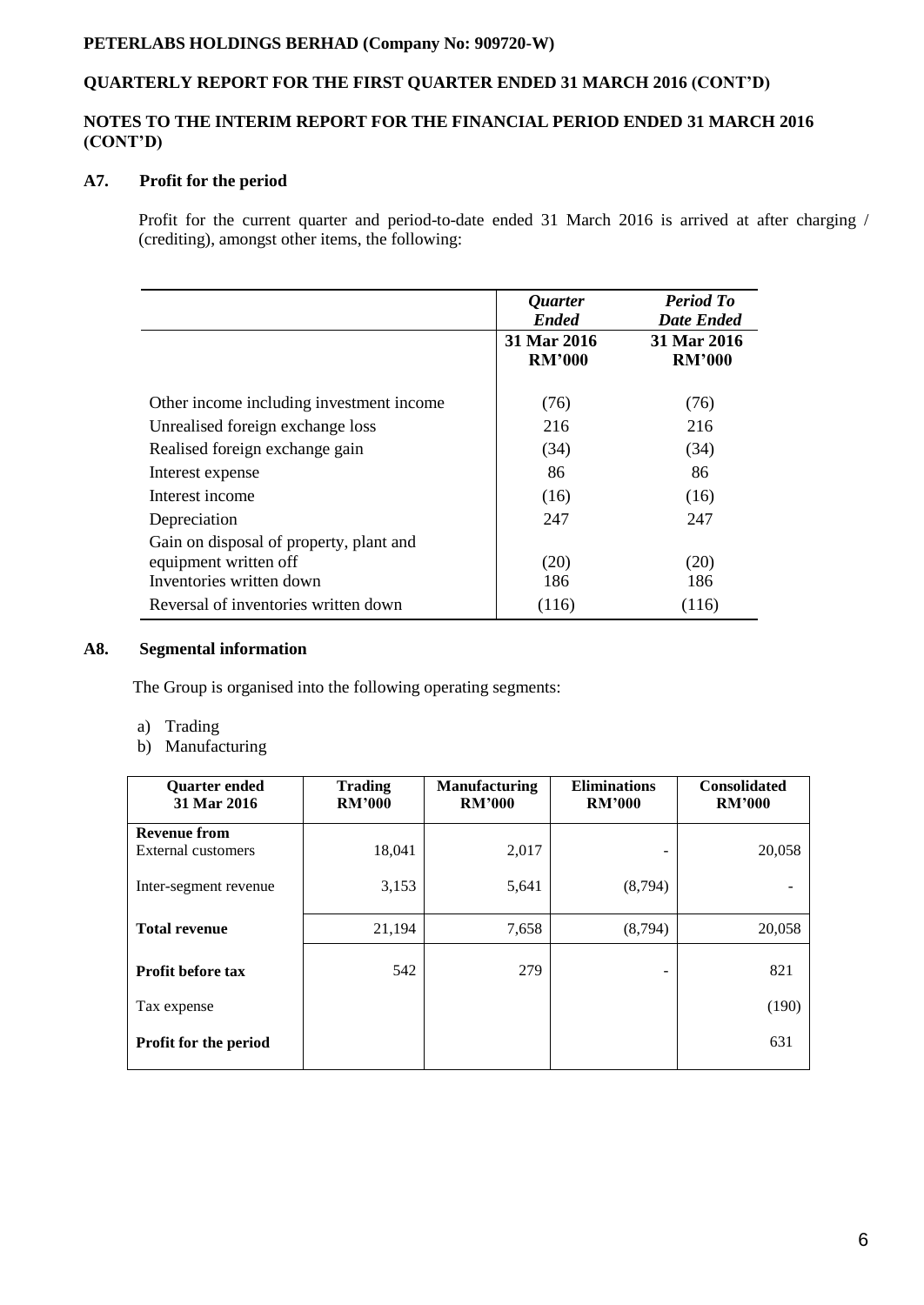**PETERLABS HOLDINGS BERHAD (Company No: 909720-W)**

**QUARTERLY REPORT FOR THE FIRST QUARTER ENDED 31 MARCH 2016 (CONT'D)**

**NOTES TO THE INTERIM REPORT FOR THE FINANCIAL PERIOD ENDED 31 MARCH 2016 (CONT'D)**

## A7. Profit for the period

Profit for the current quarter and period-to-date ended 31 March 2016 is arrived at after charging / (crediting), amongst other items, the following:

| | ***Quarter Ended*** | ***Period To Date Ended*** |
|---|---|---|
| | **31 Mar 2016 RM'000** | **31 Mar 2016 RM'000** |
| Other income including investment income | (76) | (76) |
| Unrealised foreign exchange loss | 216 | 216 |
| Realised foreign exchange gain | (34) | (34) |
| Interest expense | 86 | 86 |
| Interest income | (16) | (16) |
| Depreciation | 247 | 247 |
| Gain on disposal of property, plant and equipment written off | (20) | (20) |
| Inventories written down | 186 | 186 |
| Reversal of inventories written down | (116) | (116) |

## A8. Segmental information

The Group is organised into the following operating segments:

a) Trading
b) Manufacturing

| Quarter ended 31 Mar 2016 | Trading RM'000 | Manufacturing RM'000 | Eliminations RM'000 | Consolidated RM'000 |
|---|---|---|---|---|
| **Revenue from** External customers | 18,041 | 2,017 | - | 20,058 |
| Inter-segment revenue | 3,153 | 5,641 | (8,794) | - |
| **Total revenue** | 21,194 | 7,658 | (8,794) | 20,058 |
| **Profit before tax** | 542 | 279 | - | 821 |
| Tax expense | | | | (190) |
| **Profit for the period** | | | | 631 |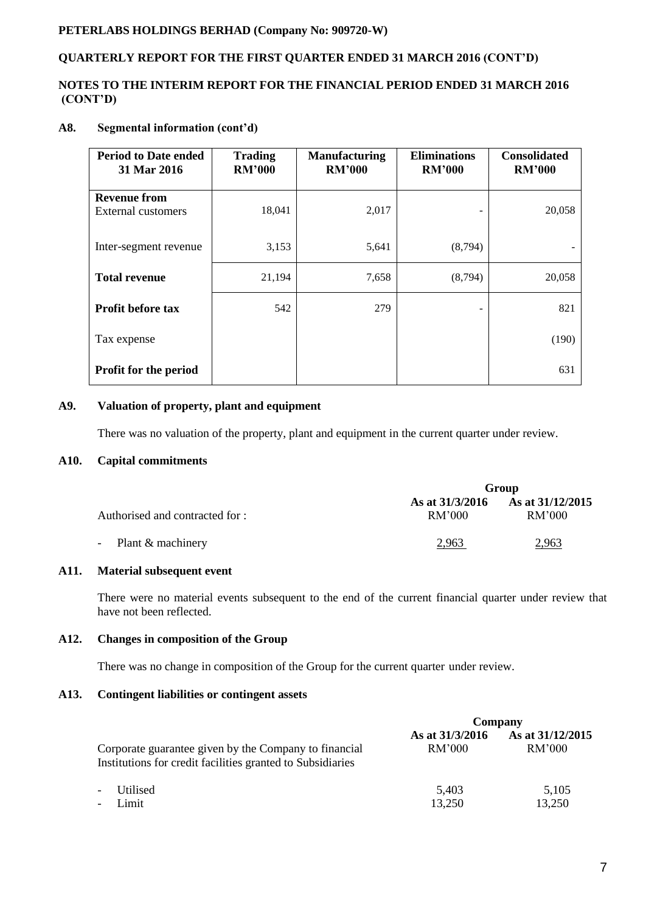**PETERLABS HOLDINGS BERHAD (Company No: 909720-W)**

**QUARTERLY REPORT FOR THE FIRST QUARTER ENDED 31 MARCH 2016 (CONT'D)**

**NOTES TO THE INTERIM REPORT FOR THE FINANCIAL PERIOD ENDED 31 MARCH 2016 (CONT'D)**

### A8. Segmental information (cont'd)

| Period to Date ended 31 Mar 2016 | Trading RM'000 | Manufacturing RM'000 | Eliminations RM'000 | Consolidated RM'000 |
|---|---|---|---|---|
| **Revenue from** External customers | 18,041 | 2,017 | - | 20,058 |
| Inter-segment revenue | 3,153 | 5,641 | (8,794) | - |
| **Total revenue** | 21,194 | 7,658 | (8,794) | 20,058 |
| **Profit before tax** | 542 | 279 | - | 821 |
| Tax expense | | | | (190) |
| **Profit for the period** | | | | 631 |

### A9. Valuation of property, plant and equipment

There was no valuation of the property, plant and equipment in the current quarter under review.

### A10. Capital commitments

| | Group | |
|---|---|---|
| Authorised and contracted for : | As at 31/3/2016 RM'000 | As at 31/12/2015 RM'000 |
| - Plant & machinery | 2,963 | 2,963 |

### A11. Material subsequent event

There were no material events subsequent to the end of the current financial quarter under review that have not been reflected.

### A12. Changes in composition of the Group

There was no change in composition of the Group for the current quarter under review.

### A13. Contingent liabilities or contingent assets

| | Company | |
|---|---|---|
| Corporate guarantee given by the Company to financial Institutions for credit facilities granted to Subsidiaries | As at 31/3/2016 RM'000 | As at 31/12/2015 RM'000 |
| - Utilised | 5,403 | 5,105 |
| - Limit | 13,250 | 13,250 |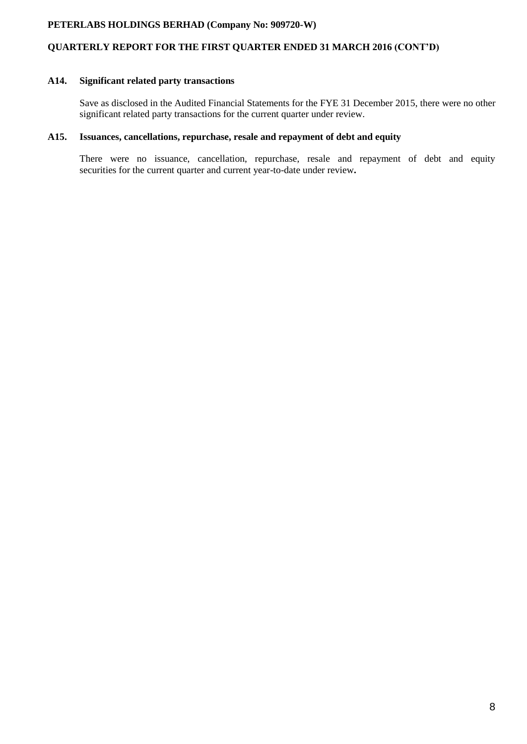### A14. Significant related party transactions

Save as disclosed in the Audited Financial Statements for the FYE 31 December 2015, there were no other significant related party transactions for the current quarter under review.

### A15. Issuances, cancellations, repurchase, resale and repayment of debt and equity

There were no issuance, cancellation, repurchase, resale and repayment of debt and equity securities for the current quarter and current year-to-date under review**.**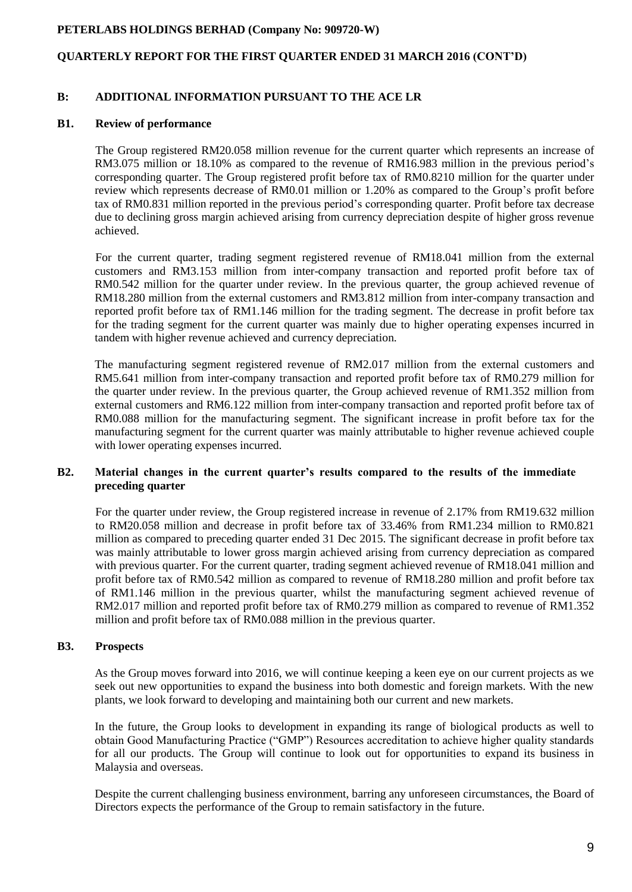**PETERLABS HOLDINGS BERHAD (Company No: 909720-W)**

**QUARTERLY REPORT FOR THE FIRST QUARTER ENDED 31 MARCH 2016 (CONT'D)**

## B: ADDITIONAL INFORMATION PURSUANT TO THE ACE LR

### B1. Review of performance

The Group registered RM20.058 million revenue for the current quarter which represents an increase of RM3.075 million or 18.10% as compared to the revenue of RM16.983 million in the previous period's corresponding quarter. The Group registered profit before tax of RM0.8210 million for the quarter under review which represents decrease of RM0.01 million or 1.20% as compared to the Group's profit before tax of RM0.831 million reported in the previous period's corresponding quarter. Profit before tax decrease due to declining gross margin achieved arising from currency depreciation despite of higher gross revenue achieved.

For the current quarter, trading segment registered revenue of RM18.041 million from the external customers and RM3.153 million from inter-company transaction and reported profit before tax of RM0.542 million for the quarter under review. In the previous quarter, the group achieved revenue of RM18.280 million from the external customers and RM3.812 million from inter-company transaction and reported profit before tax of RM1.146 million for the trading segment. The decrease in profit before tax for the trading segment for the current quarter was mainly due to higher operating expenses incurred in tandem with higher revenue achieved and currency depreciation.

The manufacturing segment registered revenue of RM2.017 million from the external customers and RM5.641 million from inter-company transaction and reported profit before tax of RM0.279 million for the quarter under review. In the previous quarter, the Group achieved revenue of RM1.352 million from external customers and RM6.122 million from inter-company transaction and reported profit before tax of RM0.088 million for the manufacturing segment. The significant increase in profit before tax for the manufacturing segment for the current quarter was mainly attributable to higher revenue achieved couple with lower operating expenses incurred.

### B2. Material changes in the current quarter's results compared to the results of the immediate preceding quarter

For the quarter under review, the Group registered increase in revenue of 2.17% from RM19.632 million to RM20.058 million and decrease in profit before tax of 33.46% from RM1.234 million to RM0.821 million as compared to preceding quarter ended 31 Dec 2015. The significant decrease in profit before tax was mainly attributable to lower gross margin achieved arising from currency depreciation as compared with previous quarter. For the current quarter, trading segment achieved revenue of RM18.041 million and profit before tax of RM0.542 million as compared to revenue of RM18.280 million and profit before tax of RM1.146 million in the previous quarter, whilst the manufacturing segment achieved revenue of RM2.017 million and reported profit before tax of RM0.279 million as compared to revenue of RM1.352 million and profit before tax of RM0.088 million in the previous quarter.

### B3. Prospects

As the Group moves forward into 2016, we will continue keeping a keen eye on our current projects as we seek out new opportunities to expand the business into both domestic and foreign markets. With the new plants, we look forward to developing and maintaining both our current and new markets.

In the future, the Group looks to development in expanding its range of biological products as well to obtain Good Manufacturing Practice ("GMP") Resources accreditation to achieve higher quality standards for all our products. The Group will continue to look out for opportunities to expand its business in Malaysia and overseas.

Despite the current challenging business environment, barring any unforeseen circumstances, the Board of Directors expects the performance of the Group to remain satisfactory in the future.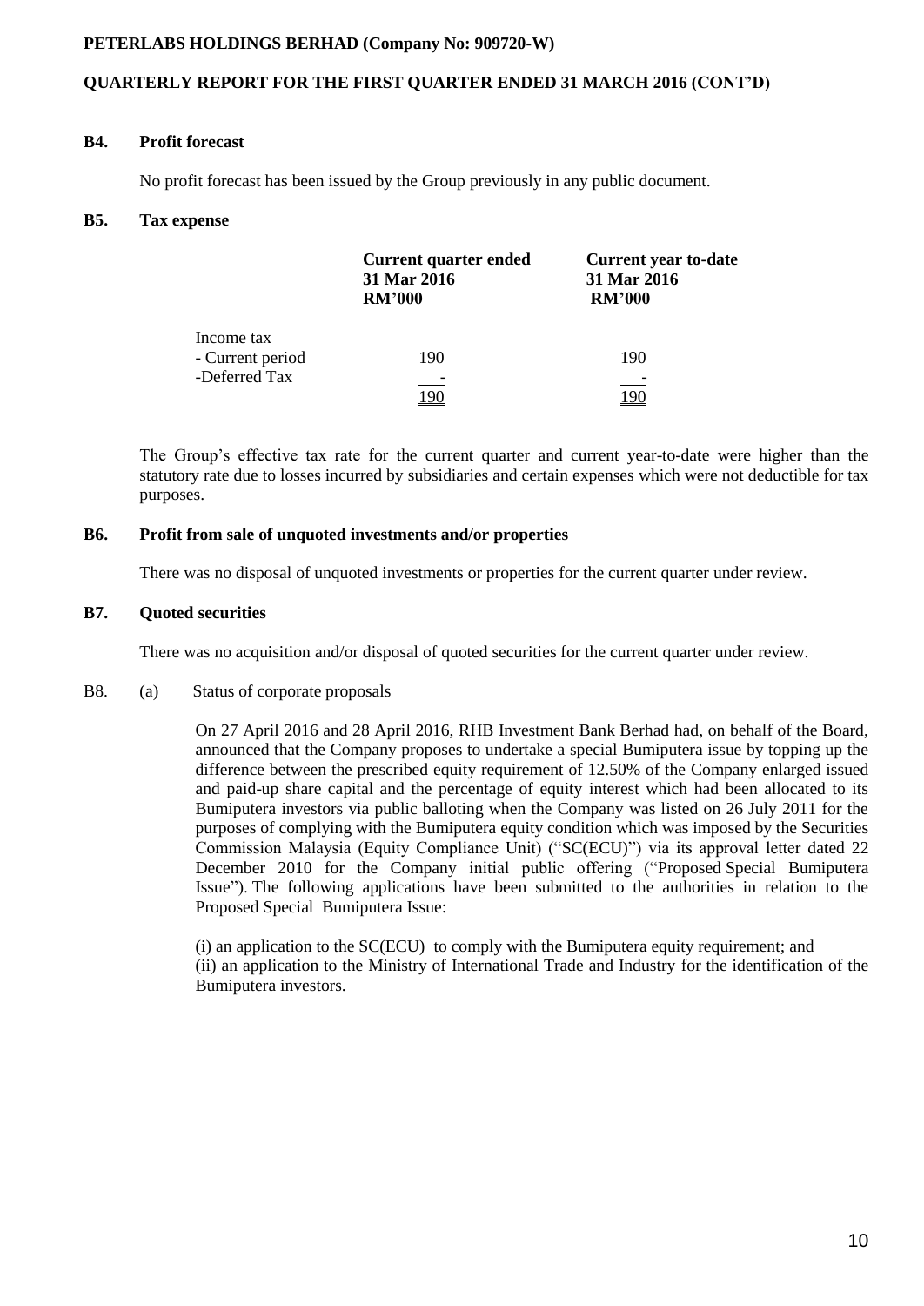## B4. Profit forecast

No profit forecast has been issued by the Group previously in any public document.

## B5. Tax expense

| | Current quarter ended 31 Mar 2016 RM'000 | Current year to-date 31 Mar 2016 RM'000 |
|---|---|---|
| Income tax | | |
| - Current period | 190 | 190 |
| -Deferred Tax | - | - |
| | 190 | 190 |

The Group's effective tax rate for the current quarter and current year-to-date were higher than the statutory rate due to losses incurred by subsidiaries and certain expenses which were not deductible for tax purposes.

## B6. Profit from sale of unquoted investments and/or properties

There was no disposal of unquoted investments or properties for the current quarter under review.

## B7. Quoted securities

There was no acquisition and/or disposal of quoted securities for the current quarter under review.

B8. (a) Status of corporate proposals

On 27 April 2016 and 28 April 2016, RHB Investment Bank Berhad had, on behalf of the Board, announced that the Company proposes to undertake a special Bumiputera issue by topping up the difference between the prescribed equity requirement of 12.50% of the Company enlarged issued and paid-up share capital and the percentage of equity interest which had been allocated to its Bumiputera investors via public balloting when the Company was listed on 26 July 2011 for the purposes of complying with the Bumiputera equity condition which was imposed by the Securities Commission Malaysia (Equity Compliance Unit) ("SC(ECU)") via its approval letter dated 22 December 2010 for the Company initial public offering ("Proposed Special Bumiputera Issue"). The following applications have been submitted to the authorities in relation to the Proposed Special Bumiputera Issue:

(i) an application to the SC(ECU) to comply with the Bumiputera equity requirement; and
(ii) an application to the Ministry of International Trade and Industry for the identification of the Bumiputera investors.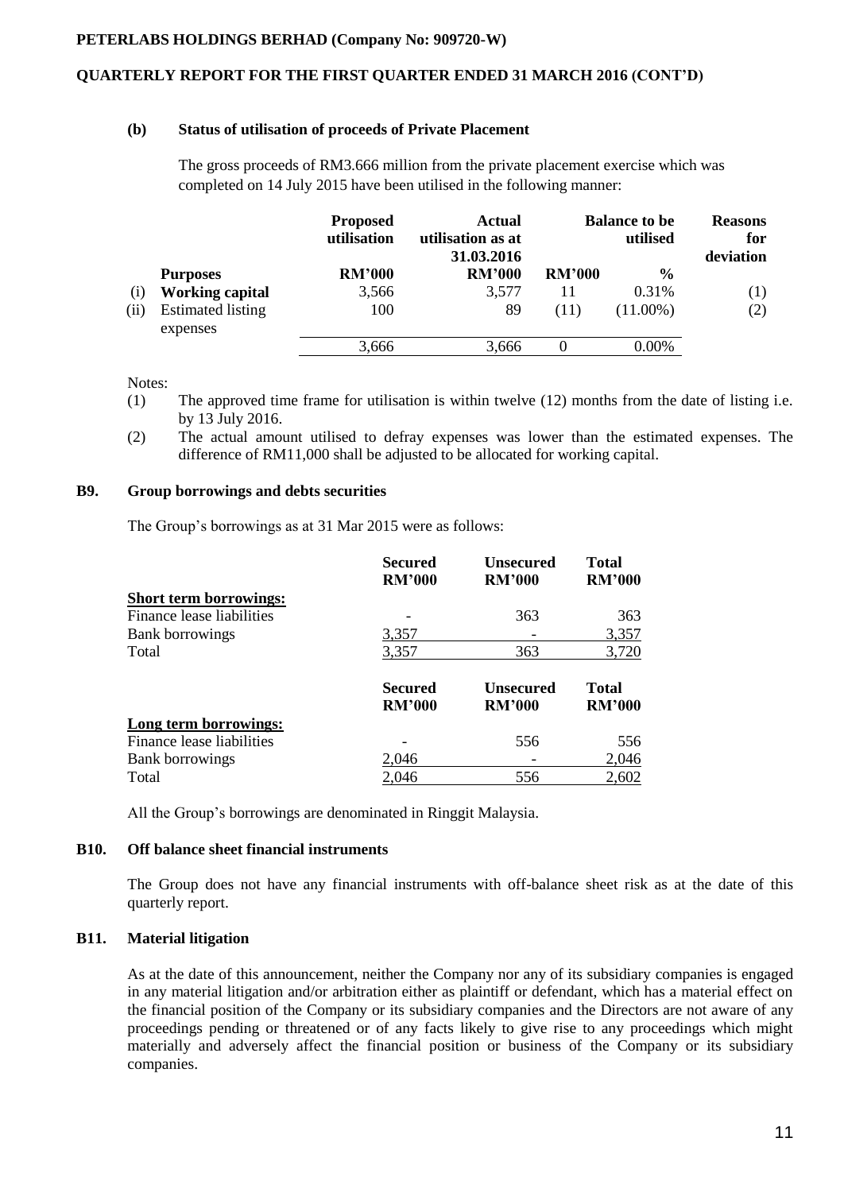**(b) Status of utilisation of proceeds of Private Placement**

The gross proceeds of RM3.666 million from the private placement exercise which was completed on 14 July 2015 have been utilised in the following manner:

| | Purposes | Proposed utilisation RM'000 | Actual utilisation as at 31.03.2016 RM'000 | Balance to be utilised RM'000 | Balance to be utilised % | Reasons for deviation |
|---|---|---|---|---|---|---|
| (i) | Working capital | 3,566 | 3,577 | 11 | 0.31% | (1) |
| (ii) | Estimated listing expenses | 100 | 89 | (11) | (11.00%) | (2) |
| | | 3,666 | 3,666 | 0 | 0.00% | |

Notes:

(1) The approved time frame for utilisation is within twelve (12) months from the date of listing i.e. by 13 July 2016.

(2) The actual amount utilised to defray expenses was lower than the estimated expenses. The difference of RM11,000 shall be adjusted to be allocated for working capital.

**B9. Group borrowings and debts securities**

The Group's borrowings as at 31 Mar 2015 were as follows:

| | Secured RM'000 | Unsecured RM'000 | Total RM'000 |
|---|---|---|---|
| **Short term borrowings:** | | | |
| Finance lease liabilities | - | 363 | 363 |
| Bank borrowings | 3,357 | - | 3,357 |
| Total | 3,357 | 363 | 3,720 |

| | Secured RM'000 | Unsecured RM'000 | Total RM'000 |
|---|---|---|---|
| **Long term borrowings:** | | | |
| Finance lease liabilities | - | 556 | 556 |
| Bank borrowings | 2,046 | - | 2,046 |
| Total | 2,046 | 556 | 2,602 |

All the Group's borrowings are denominated in Ringgit Malaysia.

**B10. Off balance sheet financial instruments**

The Group does not have any financial instruments with off-balance sheet risk as at the date of this quarterly report.

**B11. Material litigation**

As at the date of this announcement, neither the Company nor any of its subsidiary companies is engaged in any material litigation and/or arbitration either as plaintiff or defendant, which has a material effect on the financial position of the Company or its subsidiary companies and the Directors are not aware of any proceedings pending or threatened or of any facts likely to give rise to any proceedings which might materially and adversely affect the financial position or business of the Company or its subsidiary companies.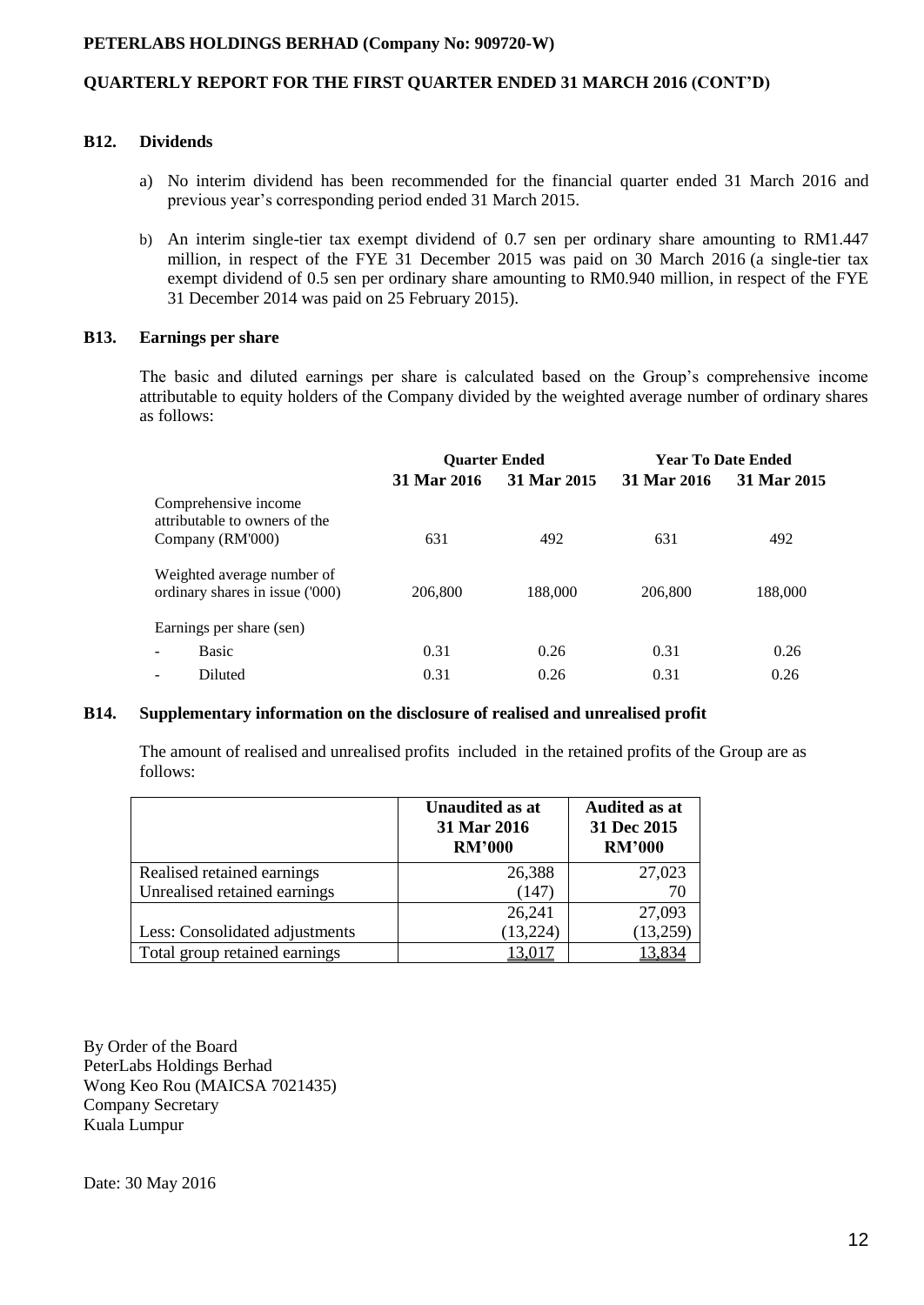### B12. Dividends

a) No interim dividend has been recommended for the financial quarter ended 31 March 2016 and previous year's corresponding period ended 31 March 2015.

b) An interim single-tier tax exempt dividend of 0.7 sen per ordinary share amounting to RM1.447 million, in respect of the FYE 31 December 2015 was paid on 30 March 2016 (a single-tier tax exempt dividend of 0.5 sen per ordinary share amounting to RM0.940 million, in respect of the FYE 31 December 2014 was paid on 25 February 2015).

### B13. Earnings per share

The basic and diluted earnings per share is calculated based on the Group's comprehensive income attributable to equity holders of the Company divided by the weighted average number of ordinary shares as follows:

| | Quarter Ended | | Year To Date Ended | |
|---|---|---|---|---|
| | 31 Mar 2016 | 31 Mar 2015 | 31 Mar 2016 | 31 Mar 2015 |
| Comprehensive income attributable to owners of the Company (RM'000) | 631 | 492 | 631 | 492 |
| Weighted average number of ordinary shares in issue ('000) | 206,800 | 188,000 | 206,800 | 188,000 |
| Earnings per share (sen) | | | | |
| - Basic | 0.31 | 0.26 | 0.31 | 0.26 |
| - Diluted | 0.31 | 0.26 | 0.31 | 0.26 |

### B14. Supplementary information on the disclosure of realised and unrealised profit

The amount of realised and unrealised profits included in the retained profits of the Group are as follows:

| | Unaudited as at 31 Mar 2016 RM'000 | Audited as at 31 Dec 2015 RM'000 |
|---|---|---|
| Realised retained earnings | 26,388 | 27,023 |
| Unrealised retained earnings | (147) | 70 |
| | 26,241 | 27,093 |
| Less: Consolidated adjustments | (13,224) | (13,259) |
| Total group retained earnings | 13,017 | 13,834 |

By Order of the Board
PeterLabs Holdings Berhad
Wong Keo Rou (MAICSA 7021435)
Company Secretary
Kuala Lumpur

Date: 30 May 2016